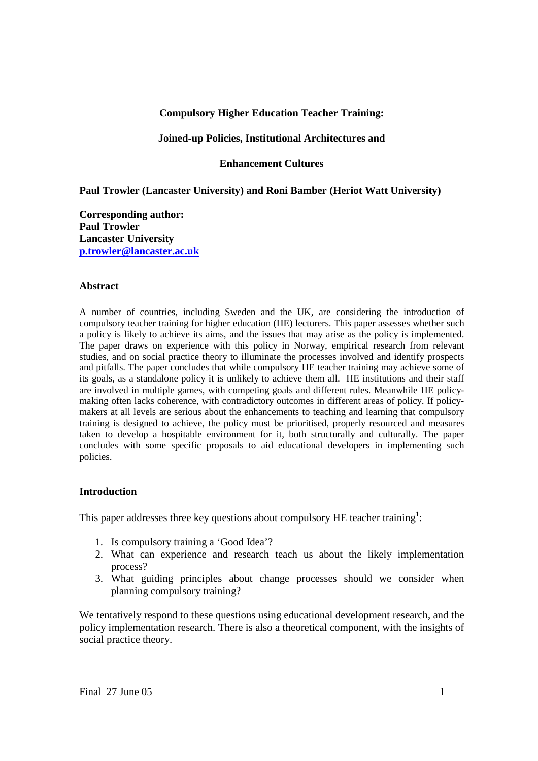# Compulsory Higher Education Teacher Training:

# Joined-up Policies, Institutional Architectures and

# Enhancement Cultures

**Paul Trowler (Lancaster University) and Roni Bamber (Heriot Watt University)**

**Corresponding author:**
**Paul Trowler**
**Lancaster University**
**p.trowler@lancaster.ac.uk**

## Abstract

A number of countries, including Sweden and the UK, are considering the introduction of compulsory teacher training for higher education (HE) lecturers. This paper assesses whether such a policy is likely to achieve its aims, and the issues that may arise as the policy is implemented. The paper draws on experience with this policy in Norway, empirical research from relevant studies, and on social practice theory to illuminate the processes involved and identify prospects and pitfalls. The paper concludes that while compulsory HE teacher training may achieve some of its goals, as a standalone policy it is unlikely to achieve them all. HE institutions and their staff are involved in multiple games, with competing goals and different rules. Meanwhile HE policy-making often lacks coherence, with contradictory outcomes in different areas of policy. If policy-makers at all levels are serious about the enhancements to teaching and learning that compulsory training is designed to achieve, the policy must be prioritised, properly resourced and measures taken to develop a hospitable environment for it, both structurally and culturally. The paper concludes with some specific proposals to aid educational developers in implementing such policies.

## Introduction

This paper addresses three key questions about compulsory HE teacher training[1]:

1. Is compulsory training a 'Good Idea'?
2. What can experience and research teach us about the likely implementation process?
3. What guiding principles about change processes should we consider when planning compulsory training?

We tentatively respond to these questions using educational development research, and the policy implementation research. There is also a theoretical component, with the insights of social practice theory.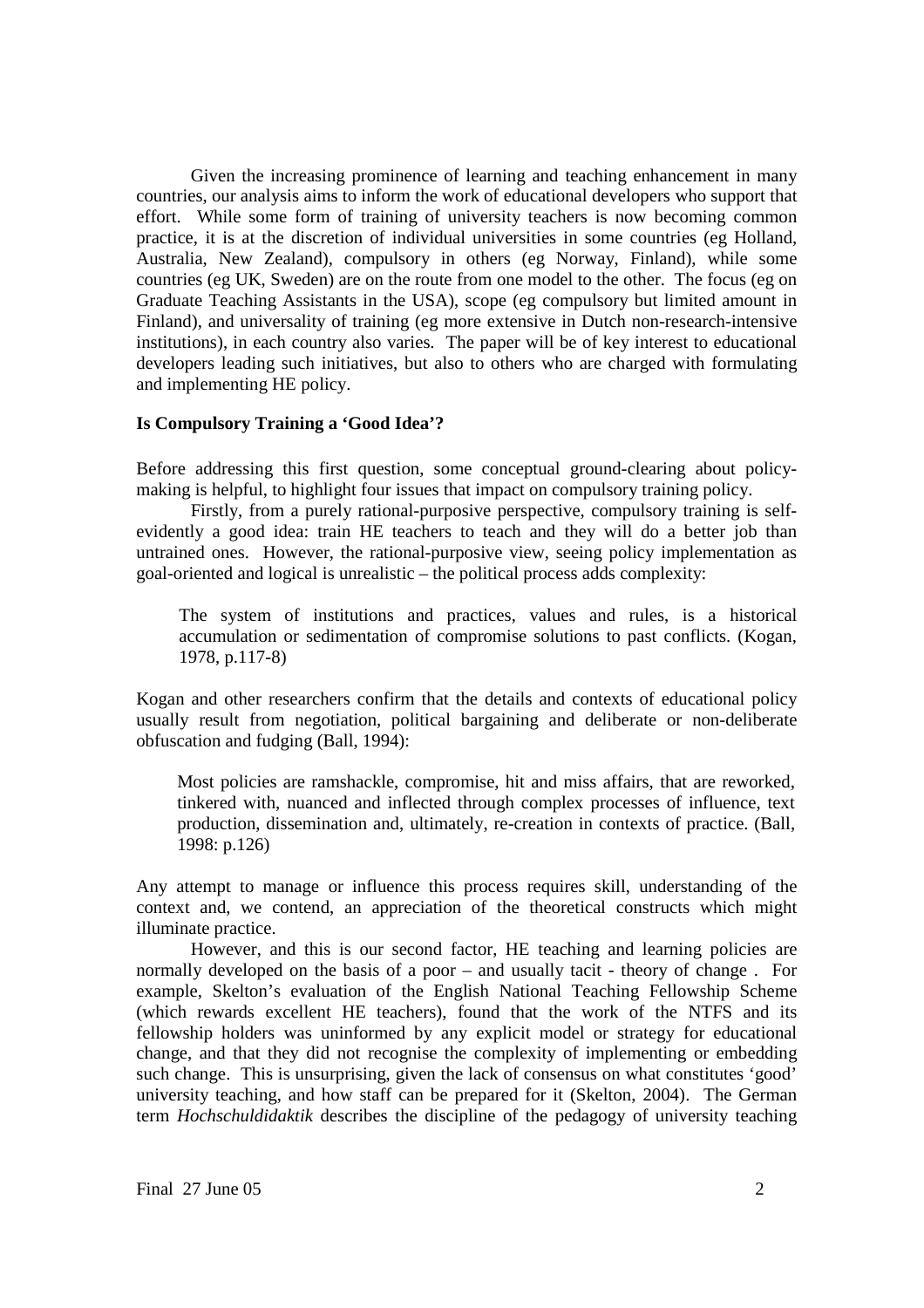Given the increasing prominence of learning and teaching enhancement in many countries, our analysis aims to inform the work of educational developers who support that effort. While some form of training of university teachers is now becoming common practice, it is at the discretion of individual universities in some countries (eg Holland, Australia, New Zealand), compulsory in others (eg Norway, Finland), while some countries (eg UK, Sweden) are on the route from one model to the other. The focus (eg on Graduate Teaching Assistants in the USA), scope (eg compulsory but limited amount in Finland), and universality of training (eg more extensive in Dutch non-research-intensive institutions), in each country also varies. The paper will be of key interest to educational developers leading such initiatives, but also to others who are charged with formulating and implementing HE policy.

## Is Compulsory Training a 'Good Idea'?

Before addressing this first question, some conceptual ground-clearing about policy-making is helpful, to highlight four issues that impact on compulsory training policy.

Firstly, from a purely rational-purposive perspective, compulsory training is self-evidently a good idea: train HE teachers to teach and they will do a better job than untrained ones. However, the rational-purposive view, seeing policy implementation as goal-oriented and logical is unrealistic – the political process adds complexity:

> The system of institutions and practices, values and rules, is a historical accumulation or sedimentation of compromise solutions to past conflicts. (Kogan, 1978, p.117-8)

Kogan and other researchers confirm that the details and contexts of educational policy usually result from negotiation, political bargaining and deliberate or non-deliberate obfuscation and fudging (Ball, 1994):

> Most policies are ramshackle, compromise, hit and miss affairs, that are reworked, tinkered with, nuanced and inflected through complex processes of influence, text production, dissemination and, ultimately, re-creation in contexts of practice. (Ball, 1998: p.126)

Any attempt to manage or influence this process requires skill, understanding of the context and, we contend, an appreciation of the theoretical constructs which might illuminate practice.

However, and this is our second factor, HE teaching and learning policies are normally developed on the basis of a poor – and usually tacit - theory of change . For example, Skelton's evaluation of the English National Teaching Fellowship Scheme (which rewards excellent HE teachers), found that the work of the NTFS and its fellowship holders was uninformed by any explicit model or strategy for educational change, and that they did not recognise the complexity of implementing or embedding such change. This is unsurprising, given the lack of consensus on what constitutes 'good' university teaching, and how staff can be prepared for it (Skelton, 2004). The German term *Hochschuldidaktik* describes the discipline of the pedagogy of university teaching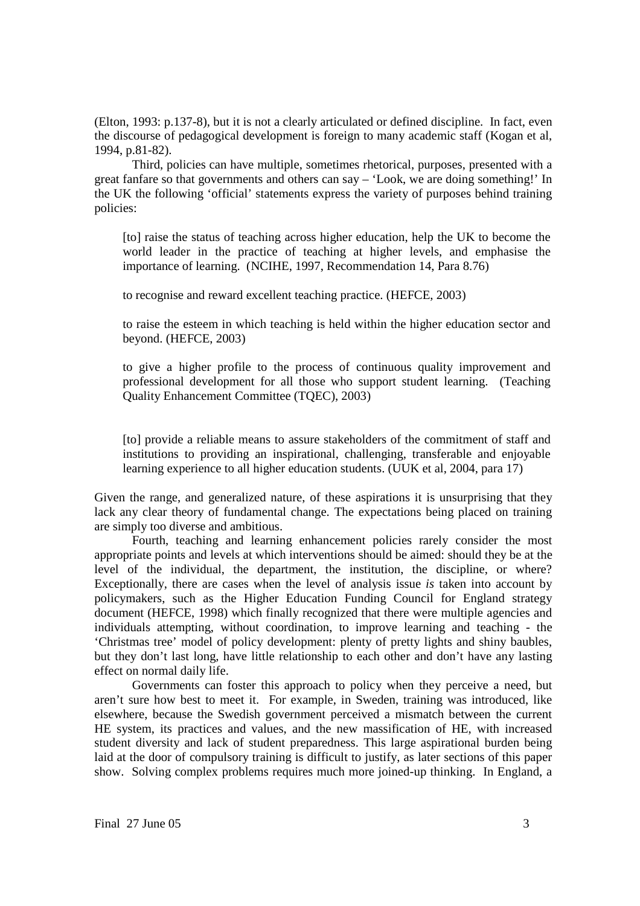(Elton, 1993: p.137-8), but it is not a clearly articulated or defined discipline. In fact, even the discourse of pedagogical development is foreign to many academic staff (Kogan et al, 1994, p.81-82).

Third, policies can have multiple, sometimes rhetorical, purposes, presented with a great fanfare so that governments and others can say – 'Look, we are doing something!' In the UK the following 'official' statements express the variety of purposes behind training policies:

> [to] raise the status of teaching across higher education, help the UK to become the world leader in the practice of teaching at higher levels, and emphasise the importance of learning. (NCIHE, 1997, Recommendation 14, Para 8.76)
>
> to recognise and reward excellent teaching practice. (HEFCE, 2003)
>
> to raise the esteem in which teaching is held within the higher education sector and beyond. (HEFCE, 2003)
>
> to give a higher profile to the process of continuous quality improvement and professional development for all those who support student learning. (Teaching Quality Enhancement Committee (TQEC), 2003)
>
> [to] provide a reliable means to assure stakeholders of the commitment of staff and institutions to providing an inspirational, challenging, transferable and enjoyable learning experience to all higher education students. (UUK et al, 2004, para 17)

Given the range, and generalized nature, of these aspirations it is unsurprising that they lack any clear theory of fundamental change. The expectations being placed on training are simply too diverse and ambitious.

Fourth, teaching and learning enhancement policies rarely consider the most appropriate points and levels at which interventions should be aimed: should they be at the level of the individual, the department, the institution, the discipline, or where? Exceptionally, there are cases when the level of analysis issue *is* taken into account by policymakers, such as the Higher Education Funding Council for England strategy document (HEFCE, 1998) which finally recognized that there were multiple agencies and individuals attempting, without coordination, to improve learning and teaching - the 'Christmas tree' model of policy development: plenty of pretty lights and shiny baubles, but they don't last long, have little relationship to each other and don't have any lasting effect on normal daily life.

Governments can foster this approach to policy when they perceive a need, but aren't sure how best to meet it. For example, in Sweden, training was introduced, like elsewhere, because the Swedish government perceived a mismatch between the current HE system, its practices and values, and the new massification of HE, with increased student diversity and lack of student preparedness. This large aspirational burden being laid at the door of compulsory training is difficult to justify, as later sections of this paper show. Solving complex problems requires much more joined-up thinking. In England, a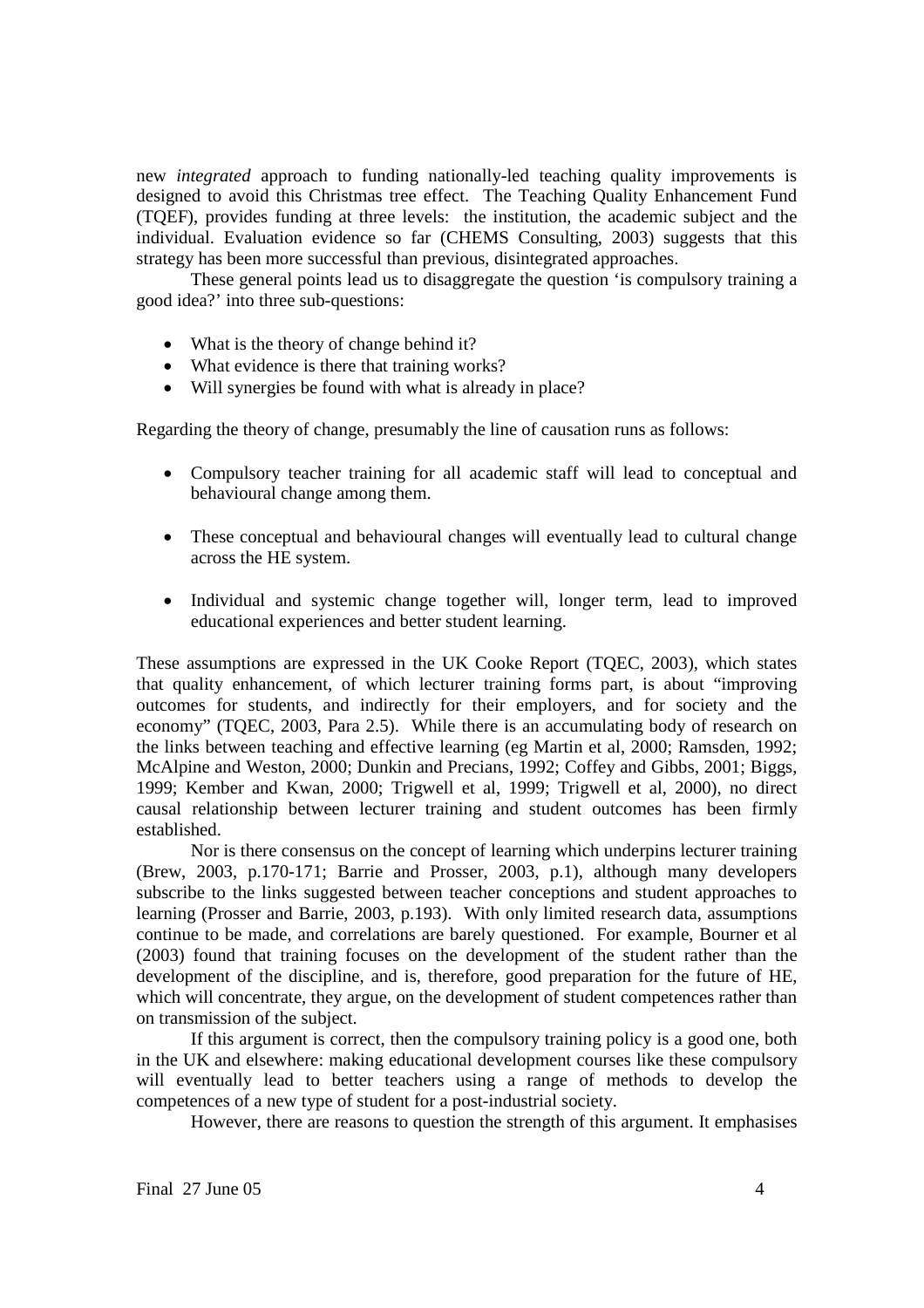new *integrated* approach to funding nationally-led teaching quality improvements is designed to avoid this Christmas tree effect. The Teaching Quality Enhancement Fund (TQEF), provides funding at three levels: the institution, the academic subject and the individual. Evaluation evidence so far (CHEMS Consulting, 2003) suggests that this strategy has been more successful than previous, disintegrated approaches.

These general points lead us to disaggregate the question 'is compulsory training a good idea?' into three sub-questions:

- What is the theory of change behind it?
- What evidence is there that training works?
- Will synergies be found with what is already in place?

Regarding the theory of change, presumably the line of causation runs as follows:

- Compulsory teacher training for all academic staff will lead to conceptual and behavioural change among them.
- These conceptual and behavioural changes will eventually lead to cultural change across the HE system.
- Individual and systemic change together will, longer term, lead to improved educational experiences and better student learning.

These assumptions are expressed in the UK Cooke Report (TQEC, 2003), which states that quality enhancement, of which lecturer training forms part, is about "improving outcomes for students, and indirectly for their employers, and for society and the economy" (TQEC, 2003, Para 2.5). While there is an accumulating body of research on the links between teaching and effective learning (eg Martin et al, 2000; Ramsden, 1992; McAlpine and Weston, 2000; Dunkin and Precians, 1992; Coffey and Gibbs, 2001; Biggs, 1999; Kember and Kwan, 2000; Trigwell et al, 1999; Trigwell et al, 2000), no direct causal relationship between lecturer training and student outcomes has been firmly established.

Nor is there consensus on the concept of learning which underpins lecturer training (Brew, 2003, p.170-171; Barrie and Prosser, 2003, p.1), although many developers subscribe to the links suggested between teacher conceptions and student approaches to learning (Prosser and Barrie, 2003, p.193). With only limited research data, assumptions continue to be made, and correlations are barely questioned. For example, Bourner et al (2003) found that training focuses on the development of the student rather than the development of the discipline, and is, therefore, good preparation for the future of HE, which will concentrate, they argue, on the development of student competences rather than on transmission of the subject.

If this argument is correct, then the compulsory training policy is a good one, both in the UK and elsewhere: making educational development courses like these compulsory will eventually lead to better teachers using a range of methods to develop the competences of a new type of student for a post-industrial society.

However, there are reasons to question the strength of this argument. It emphasises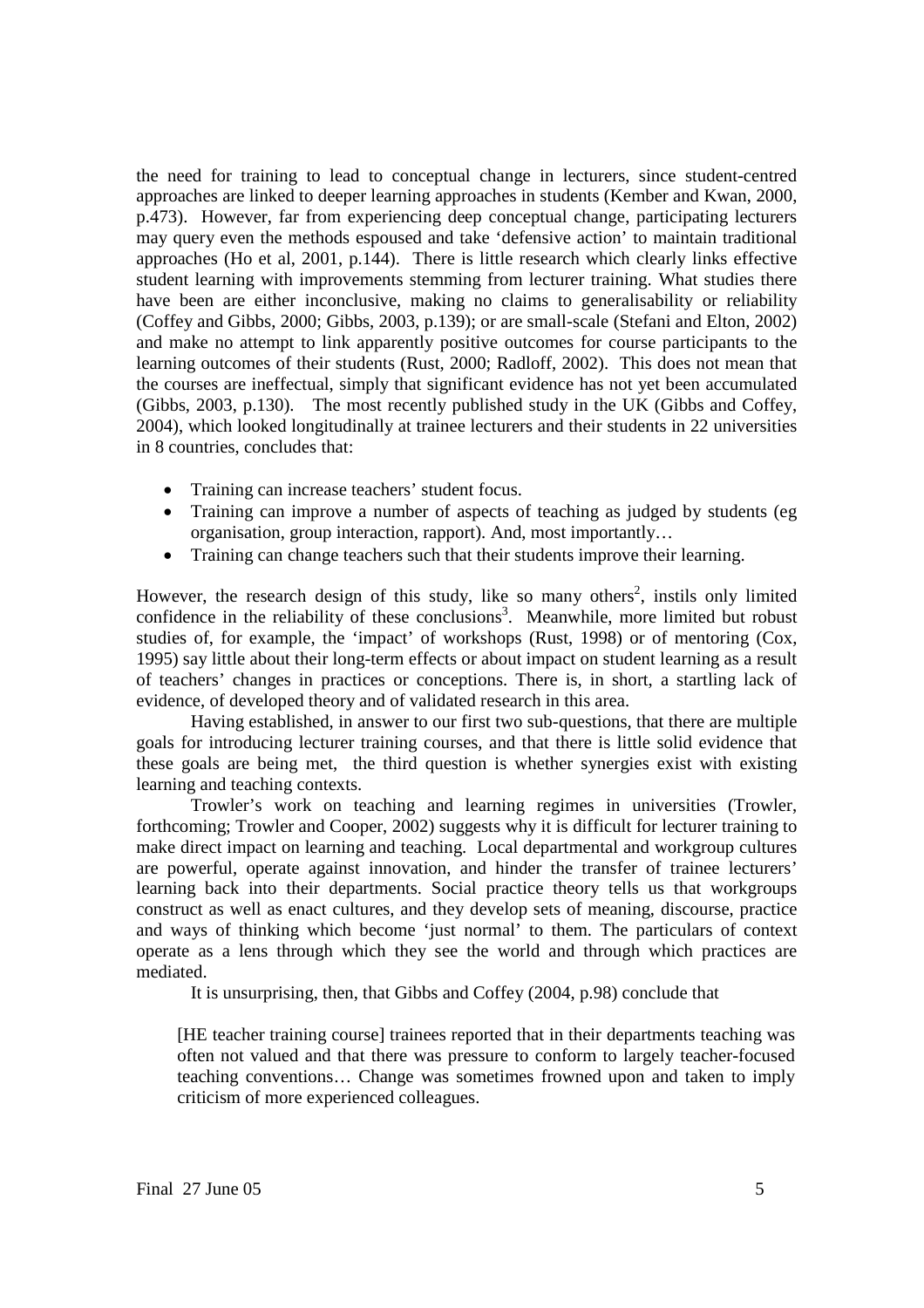the need for training to lead to conceptual change in lecturers, since student-centred approaches are linked to deeper learning approaches in students (Kember and Kwan, 2000, p.473). However, far from experiencing deep conceptual change, participating lecturers may query even the methods espoused and take 'defensive action' to maintain traditional approaches (Ho et al, 2001, p.144). There is little research which clearly links effective student learning with improvements stemming from lecturer training. What studies there have been are either inconclusive, making no claims to generalisability or reliability (Coffey and Gibbs, 2000; Gibbs, 2003, p.139); or are small-scale (Stefani and Elton, 2002) and make no attempt to link apparently positive outcomes for course participants to the learning outcomes of their students (Rust, 2000; Radloff, 2002). This does not mean that the courses are ineffectual, simply that significant evidence has not yet been accumulated (Gibbs, 2003, p.130). The most recently published study in the UK (Gibbs and Coffey, 2004), which looked longitudinally at trainee lecturers and their students in 22 universities in 8 countries, concludes that:

- Training can increase teachers' student focus.
- Training can improve a number of aspects of teaching as judged by students (eg organisation, group interaction, rapport). And, most importantly…
- Training can change teachers such that their students improve their learning.

However, the research design of this study, like so many others[2], instils only limited confidence in the reliability of these conclusions[3]. Meanwhile, more limited but robust studies of, for example, the 'impact' of workshops (Rust, 1998) or of mentoring (Cox, 1995) say little about their long-term effects or about impact on student learning as a result of teachers' changes in practices or conceptions. There is, in short, a startling lack of evidence, of developed theory and of validated research in this area.

Having established, in answer to our first two sub-questions, that there are multiple goals for introducing lecturer training courses, and that there is little solid evidence that these goals are being met, the third question is whether synergies exist with existing learning and teaching contexts.

Trowler's work on teaching and learning regimes in universities (Trowler, forthcoming; Trowler and Cooper, 2002) suggests why it is difficult for lecturer training to make direct impact on learning and teaching. Local departmental and workgroup cultures are powerful, operate against innovation, and hinder the transfer of trainee lecturers' learning back into their departments. Social practice theory tells us that workgroups construct as well as enact cultures, and they develop sets of meaning, discourse, practice and ways of thinking which become 'just normal' to them. The particulars of context operate as a lens through which they see the world and through which practices are mediated.

It is unsurprising, then, that Gibbs and Coffey (2004, p.98) conclude that

> [HE teacher training course] trainees reported that in their departments teaching was often not valued and that there was pressure to conform to largely teacher-focused teaching conventions… Change was sometimes frowned upon and taken to imply criticism of more experienced colleagues.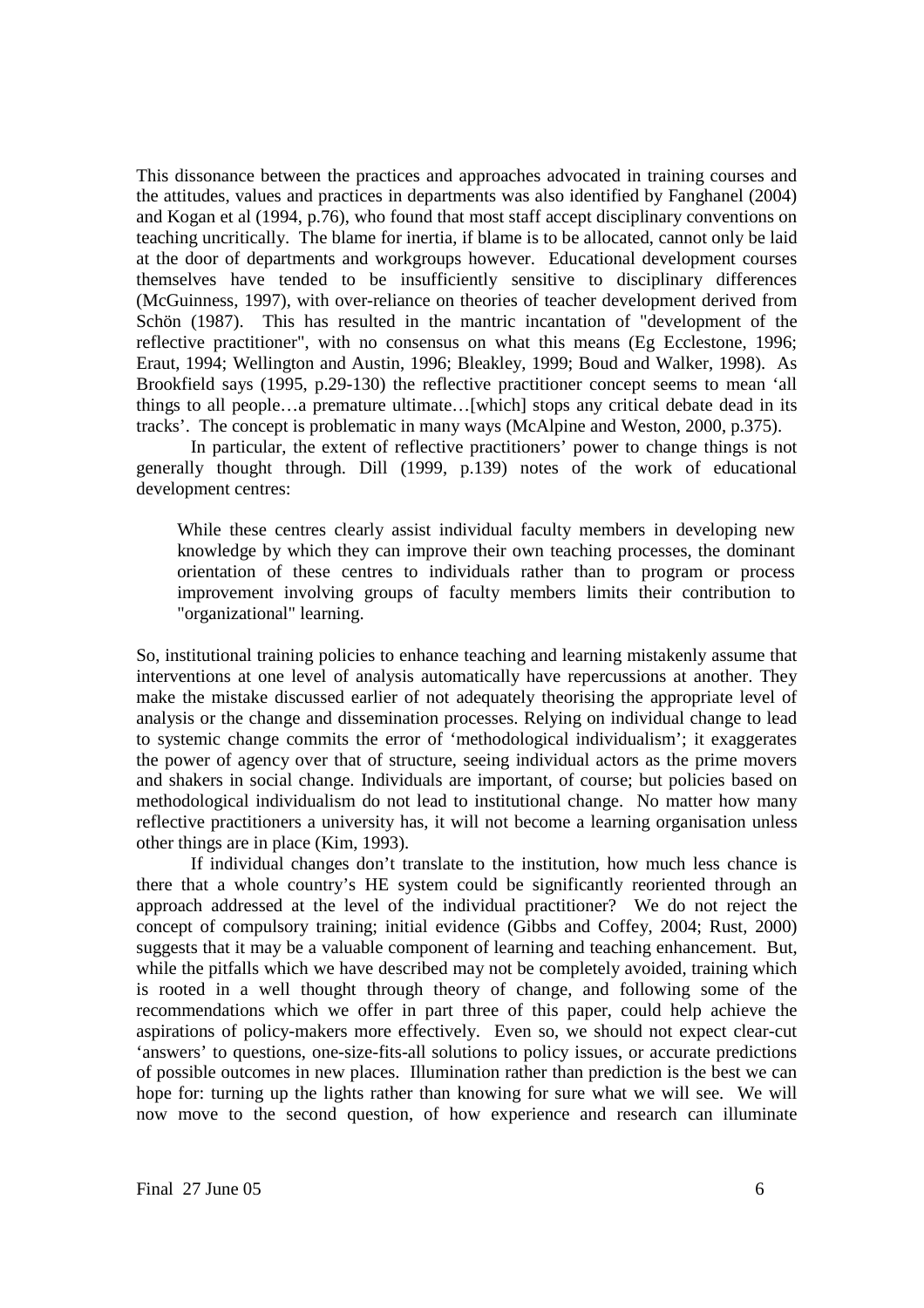This dissonance between the practices and approaches advocated in training courses and the attitudes, values and practices in departments was also identified by Fanghanel (2004) and Kogan et al (1994, p.76), who found that most staff accept disciplinary conventions on teaching uncritically. The blame for inertia, if blame is to be allocated, cannot only be laid at the door of departments and workgroups however. Educational development courses themselves have tended to be insufficiently sensitive to disciplinary differences (McGuinness, 1997), with over-reliance on theories of teacher development derived from Schön (1987). This has resulted in the mantric incantation of "development of the reflective practitioner", with no consensus on what this means (Eg Ecclestone, 1996; Eraut, 1994; Wellington and Austin, 1996; Bleakley, 1999; Boud and Walker, 1998). As Brookfield says (1995, p.29-130) the reflective practitioner concept seems to mean 'all things to all people…a premature ultimate…[which] stops any critical debate dead in its tracks'. The concept is problematic in many ways (McAlpine and Weston, 2000, p.375).

In particular, the extent of reflective practitioners' power to change things is not generally thought through. Dill (1999, p.139) notes of the work of educational development centres:

> While these centres clearly assist individual faculty members in developing new knowledge by which they can improve their own teaching processes, the dominant orientation of these centres to individuals rather than to program or process improvement involving groups of faculty members limits their contribution to "organizational" learning.

So, institutional training policies to enhance teaching and learning mistakenly assume that interventions at one level of analysis automatically have repercussions at another. They make the mistake discussed earlier of not adequately theorising the appropriate level of analysis or the change and dissemination processes. Relying on individual change to lead to systemic change commits the error of 'methodological individualism'; it exaggerates the power of agency over that of structure, seeing individual actors as the prime movers and shakers in social change. Individuals are important, of course; but policies based on methodological individualism do not lead to institutional change. No matter how many reflective practitioners a university has, it will not become a learning organisation unless other things are in place (Kim, 1993).

If individual changes don't translate to the institution, how much less chance is there that a whole country's HE system could be significantly reoriented through an approach addressed at the level of the individual practitioner? We do not reject the concept of compulsory training; initial evidence (Gibbs and Coffey, 2004; Rust, 2000) suggests that it may be a valuable component of learning and teaching enhancement. But, while the pitfalls which we have described may not be completely avoided, training which is rooted in a well thought through theory of change, and following some of the recommendations which we offer in part three of this paper, could help achieve the aspirations of policy-makers more effectively. Even so, we should not expect clear-cut 'answers' to questions, one-size-fits-all solutions to policy issues, or accurate predictions of possible outcomes in new places. Illumination rather than prediction is the best we can hope for: turning up the lights rather than knowing for sure what we will see. We will now move to the second question, of how experience and research can illuminate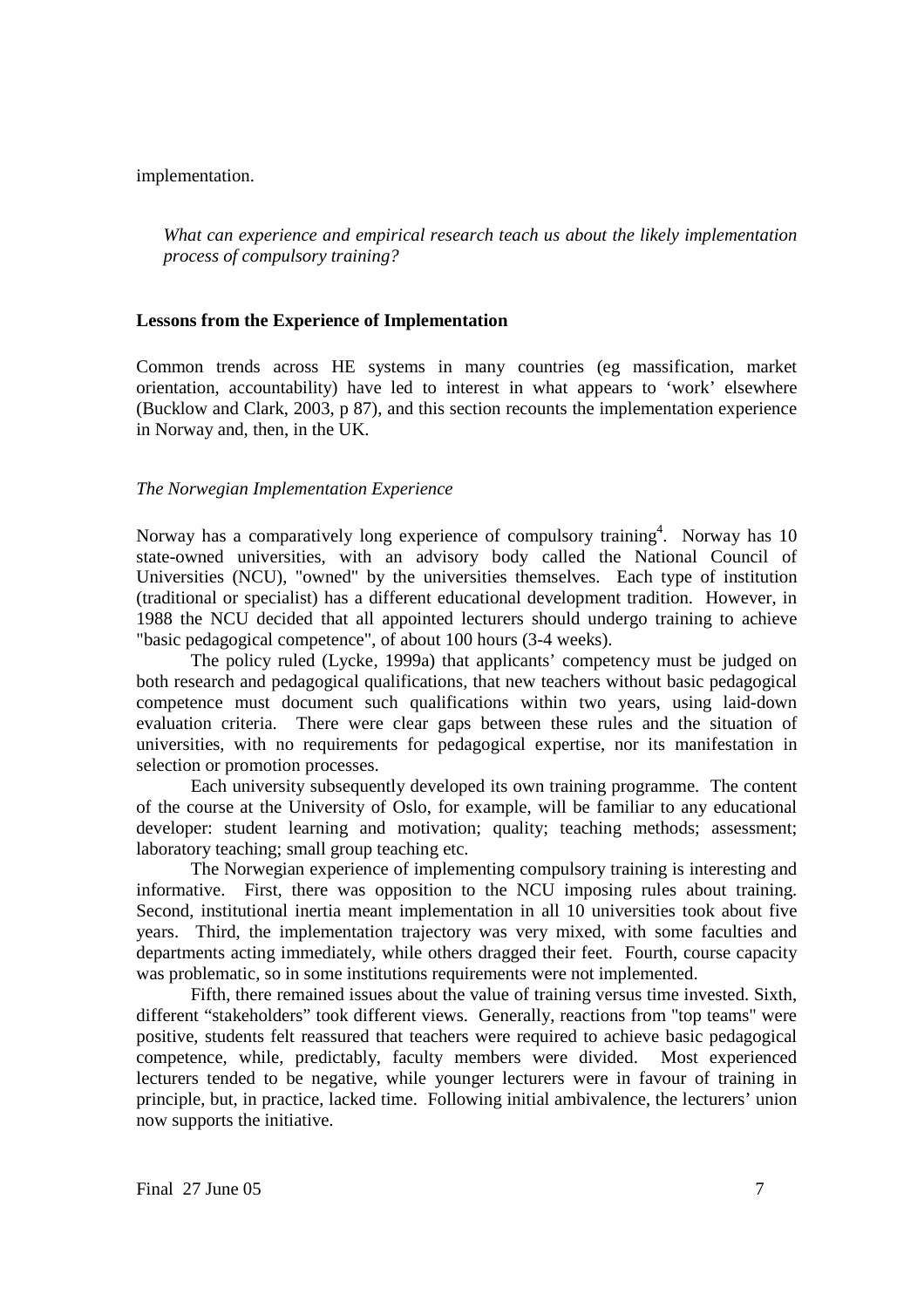implementation.

*What can experience and empirical research teach us about the likely implementation process of compulsory training?*

**Lessons from the Experience of Implementation**

Common trends across HE systems in many countries (eg massification, market orientation, accountability) have led to interest in what appears to 'work' elsewhere (Bucklow and Clark, 2003, p 87), and this section recounts the implementation experience in Norway and, then, in the UK.

*The Norwegian Implementation Experience*

Norway has a comparatively long experience of compulsory training[4]. Norway has 10 state-owned universities, with an advisory body called the National Council of Universities (NCU), "owned" by the universities themselves. Each type of institution (traditional or specialist) has a different educational development tradition. However, in 1988 the NCU decided that all appointed lecturers should undergo training to achieve "basic pedagogical competence", of about 100 hours (3-4 weeks).

The policy ruled (Lycke, 1999a) that applicants' competency must be judged on both research and pedagogical qualifications, that new teachers without basic pedagogical competence must document such qualifications within two years, using laid-down evaluation criteria. There were clear gaps between these rules and the situation of universities, with no requirements for pedagogical expertise, nor its manifestation in selection or promotion processes.

Each university subsequently developed its own training programme. The content of the course at the University of Oslo, for example, will be familiar to any educational developer: student learning and motivation; quality; teaching methods; assessment; laboratory teaching; small group teaching etc.

The Norwegian experience of implementing compulsory training is interesting and informative. First, there was opposition to the NCU imposing rules about training. Second, institutional inertia meant implementation in all 10 universities took about five years. Third, the implementation trajectory was very mixed, with some faculties and departments acting immediately, while others dragged their feet. Fourth, course capacity was problematic, so in some institutions requirements were not implemented.

Fifth, there remained issues about the value of training versus time invested. Sixth, different "stakeholders" took different views. Generally, reactions from "top teams" were positive, students felt reassured that teachers were required to achieve basic pedagogical competence, while, predictably, faculty members were divided. Most experienced lecturers tended to be negative, while younger lecturers were in favour of training in principle, but, in practice, lacked time. Following initial ambivalence, the lecturers' union now supports the initiative.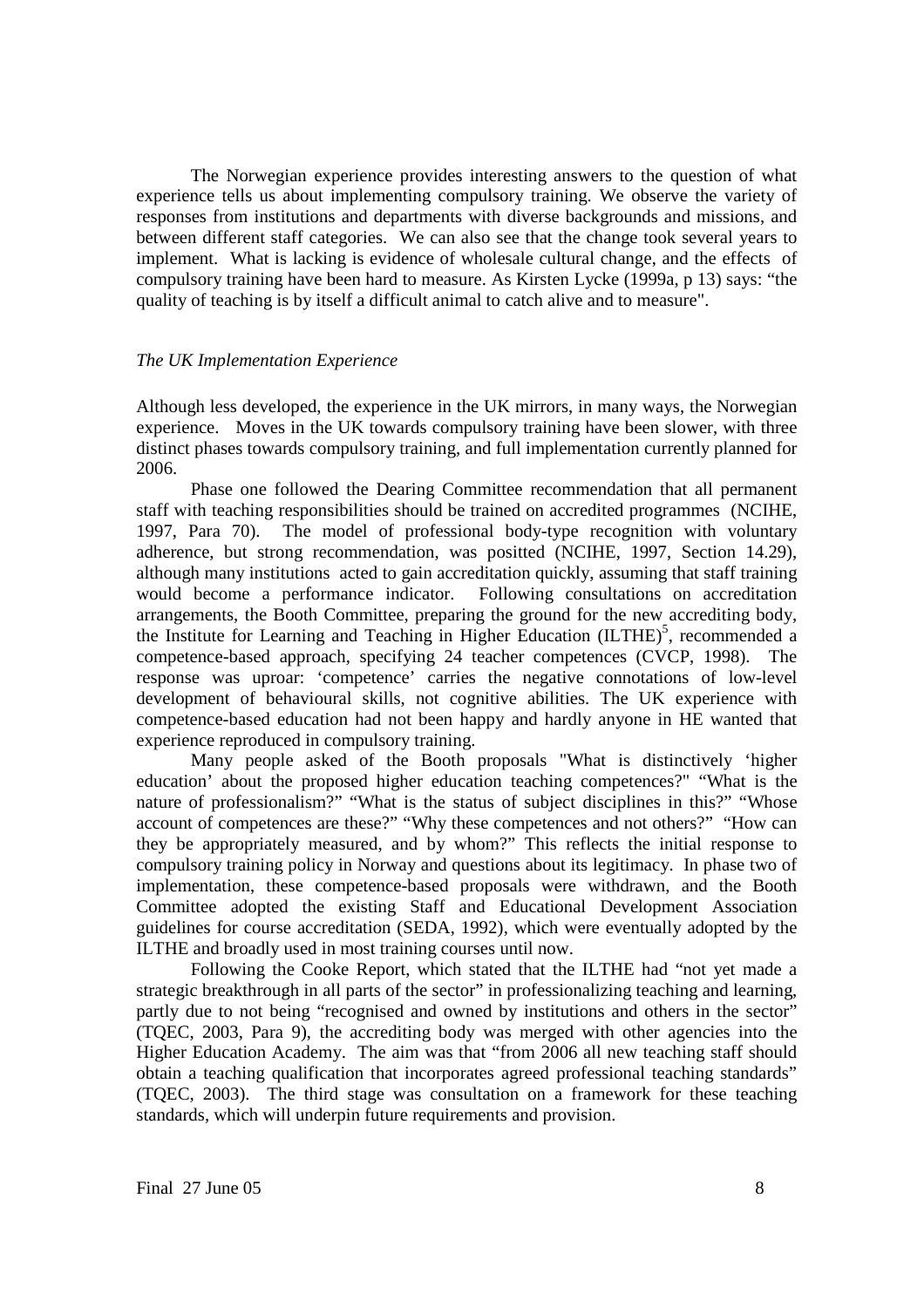The Norwegian experience provides interesting answers to the question of what experience tells us about implementing compulsory training. We observe the variety of responses from institutions and departments with diverse backgrounds and missions, and between different staff categories. We can also see that the change took several years to implement. What is lacking is evidence of wholesale cultural change, and the effects of compulsory training have been hard to measure. As Kirsten Lycke (1999a, p 13) says: "the quality of teaching is by itself a difficult animal to catch alive and to measure".

### *The UK Implementation Experience*

Although less developed, the experience in the UK mirrors, in many ways, the Norwegian experience. Moves in the UK towards compulsory training have been slower, with three distinct phases towards compulsory training, and full implementation currently planned for 2006.

Phase one followed the Dearing Committee recommendation that all permanent staff with teaching responsibilities should be trained on accredited programmes (NCIHE, 1997, Para 70). The model of professional body-type recognition with voluntary adherence, but strong recommendation, was positted (NCIHE, 1997, Section 14.29), although many institutions acted to gain accreditation quickly, assuming that staff training would become a performance indicator. Following consultations on accreditation arrangements, the Booth Committee, preparing the ground for the new accrediting body, the Institute for Learning and Teaching in Higher Education (ILTHE)[5], recommended a competence-based approach, specifying 24 teacher competences (CVCP, 1998). The response was uproar: 'competence' carries the negative connotations of low-level development of behavioural skills, not cognitive abilities. The UK experience with competence-based education had not been happy and hardly anyone in HE wanted that experience reproduced in compulsory training.

Many people asked of the Booth proposals "What is distinctively 'higher education' about the proposed higher education teaching competences?" "What is the nature of professionalism?" "What is the status of subject disciplines in this?" "Whose account of competences are these?" "Why these competences and not others?" "How can they be appropriately measured, and by whom?" This reflects the initial response to compulsory training policy in Norway and questions about its legitimacy. In phase two of implementation, these competence-based proposals were withdrawn, and the Booth Committee adopted the existing Staff and Educational Development Association guidelines for course accreditation (SEDA, 1992), which were eventually adopted by the ILTHE and broadly used in most training courses until now.

Following the Cooke Report, which stated that the ILTHE had "not yet made a strategic breakthrough in all parts of the sector" in professionalizing teaching and learning, partly due to not being "recognised and owned by institutions and others in the sector" (TQEC, 2003, Para 9), the accrediting body was merged with other agencies into the Higher Education Academy. The aim was that "from 2006 all new teaching staff should obtain a teaching qualification that incorporates agreed professional teaching standards" (TQEC, 2003). The third stage was consultation on a framework for these teaching standards, which will underpin future requirements and provision.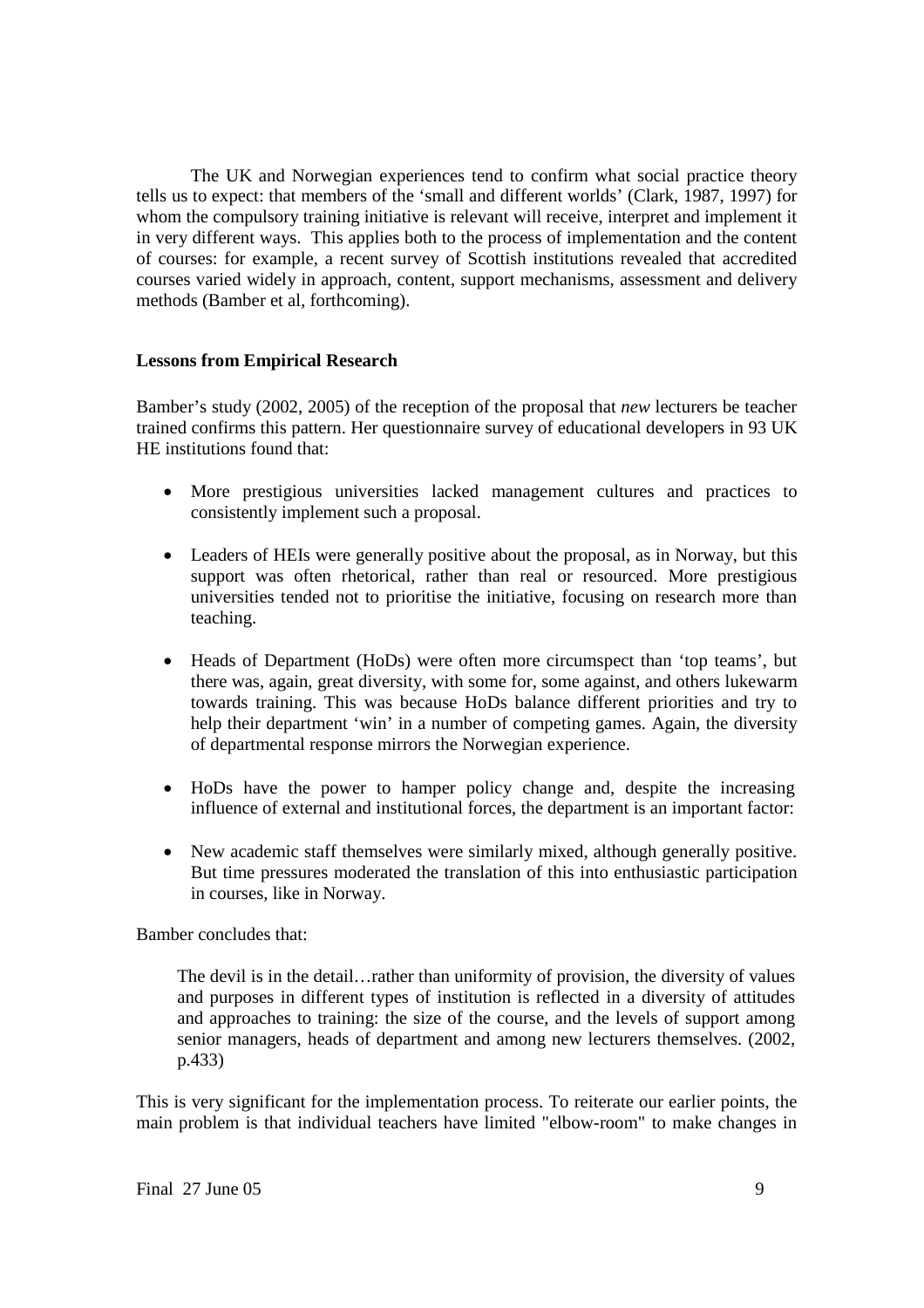The UK and Norwegian experiences tend to confirm what social practice theory tells us to expect: that members of the 'small and different worlds' (Clark, 1987, 1997) for whom the compulsory training initiative is relevant will receive, interpret and implement it in very different ways. This applies both to the process of implementation and the content of courses: for example, a recent survey of Scottish institutions revealed that accredited courses varied widely in approach, content, support mechanisms, assessment and delivery methods (Bamber et al, forthcoming).

**Lessons from Empirical Research**

Bamber's study (2002, 2005) of the reception of the proposal that *new* lecturers be teacher trained confirms this pattern. Her questionnaire survey of educational developers in 93 UK HE institutions found that:

- More prestigious universities lacked management cultures and practices to consistently implement such a proposal.
- Leaders of HEIs were generally positive about the proposal, as in Norway, but this support was often rhetorical, rather than real or resourced. More prestigious universities tended not to prioritise the initiative, focusing on research more than teaching.
- Heads of Department (HoDs) were often more circumspect than 'top teams', but there was, again, great diversity, with some for, some against, and others lukewarm towards training. This was because HoDs balance different priorities and try to help their department 'win' in a number of competing games. Again, the diversity of departmental response mirrors the Norwegian experience.
- HoDs have the power to hamper policy change and, despite the increasing influence of external and institutional forces, the department is an important factor:
- New academic staff themselves were similarly mixed, although generally positive. But time pressures moderated the translation of this into enthusiastic participation in courses, like in Norway.

Bamber concludes that:

> The devil is in the detail…rather than uniformity of provision, the diversity of values and purposes in different types of institution is reflected in a diversity of attitudes and approaches to training: the size of the course, and the levels of support among senior managers, heads of department and among new lecturers themselves. (2002, p.433)

This is very significant for the implementation process. To reiterate our earlier points, the main problem is that individual teachers have limited "elbow-room" to make changes in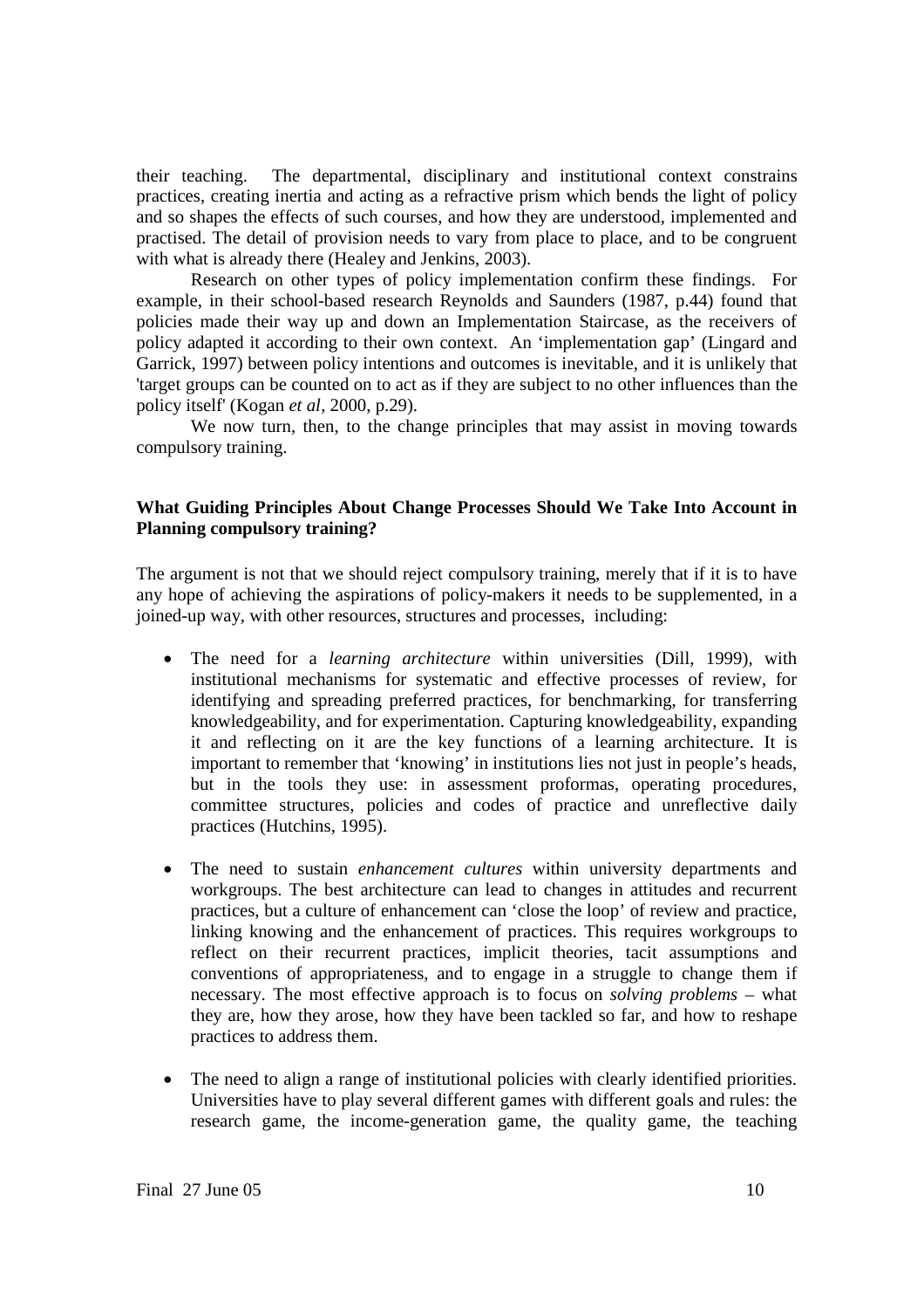their teaching. The departmental, disciplinary and institutional context constrains practices, creating inertia and acting as a refractive prism which bends the light of policy and so shapes the effects of such courses, and how they are understood, implemented and practised. The detail of provision needs to vary from place to place, and to be congruent with what is already there (Healey and Jenkins, 2003).

Research on other types of policy implementation confirm these findings. For example, in their school-based research Reynolds and Saunders (1987, p.44) found that policies made their way up and down an Implementation Staircase, as the receivers of policy adapted it according to their own context. An 'implementation gap' (Lingard and Garrick, 1997) between policy intentions and outcomes is inevitable, and it is unlikely that 'target groups can be counted on to act as if they are subject to no other influences than the policy itself' (Kogan *et al*, 2000, p.29).

We now turn, then, to the change principles that may assist in moving towards compulsory training.

**What Guiding Principles About Change Processes Should We Take Into Account in Planning compulsory training?**

The argument is not that we should reject compulsory training, merely that if it is to have any hope of achieving the aspirations of policy-makers it needs to be supplemented, in a joined-up way, with other resources, structures and processes, including:

- The need for a *learning architecture* within universities (Dill, 1999), with institutional mechanisms for systematic and effective processes of review, for identifying and spreading preferred practices, for benchmarking, for transferring knowledgeability, and for experimentation. Capturing knowledgeability, expanding it and reflecting on it are the key functions of a learning architecture. It is important to remember that 'knowing' in institutions lies not just in people's heads, but in the tools they use: in assessment proformas, operating procedures, committee structures, policies and codes of practice and unreflective daily practices (Hutchins, 1995).

- The need to sustain *enhancement cultures* within university departments and workgroups. The best architecture can lead to changes in attitudes and recurrent practices, but a culture of enhancement can 'close the loop' of review and practice, linking knowing and the enhancement of practices. This requires workgroups to reflect on their recurrent practices, implicit theories, tacit assumptions and conventions of appropriateness, and to engage in a struggle to change them if necessary. The most effective approach is to focus on *solving problems* – what they are, how they arose, how they have been tackled so far, and how to reshape practices to address them.

- The need to align a range of institutional policies with clearly identified priorities. Universities have to play several different games with different goals and rules: the research game, the income-generation game, the quality game, the teaching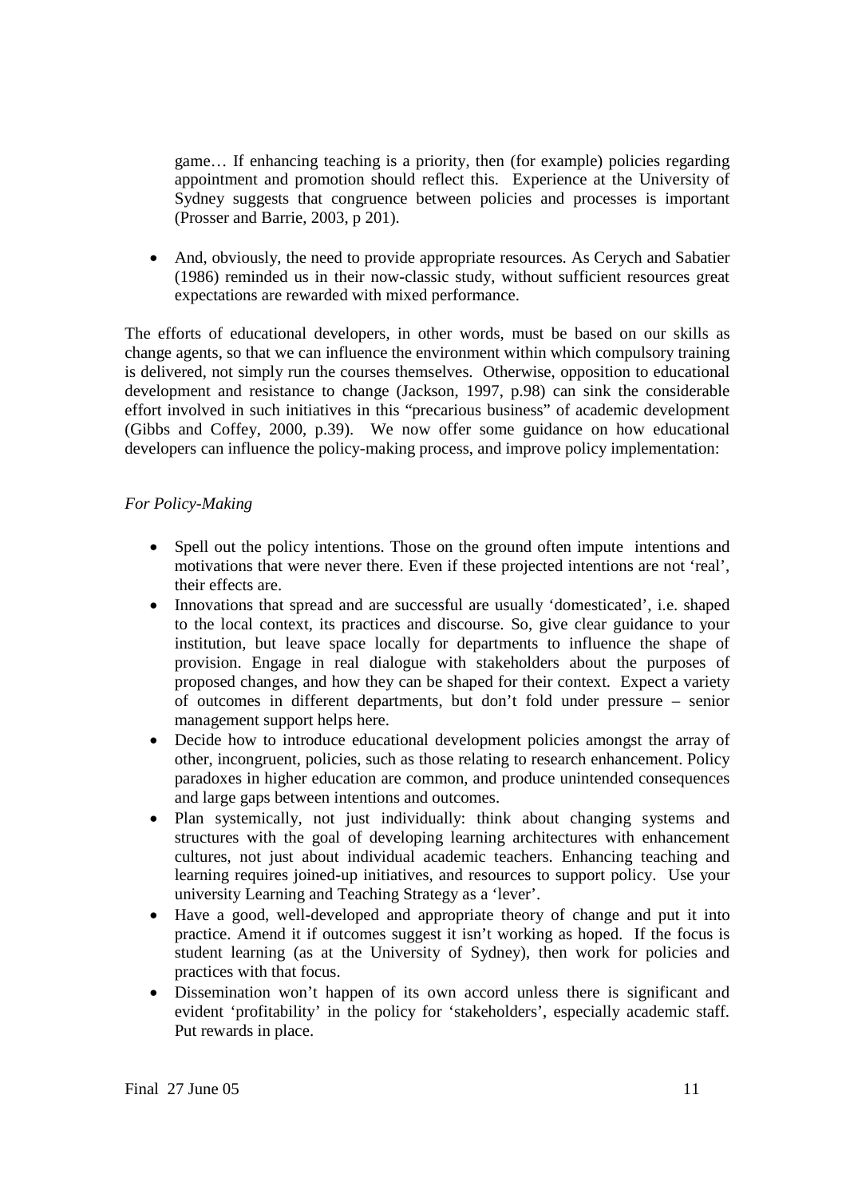game… If enhancing teaching is a priority, then (for example) policies regarding appointment and promotion should reflect this. Experience at the University of Sydney suggests that congruence between policies and processes is important (Prosser and Barrie, 2003, p 201).

- And, obviously, the need to provide appropriate resources. As Cerych and Sabatier (1986) reminded us in their now-classic study, without sufficient resources great expectations are rewarded with mixed performance.

The efforts of educational developers, in other words, must be based on our skills as change agents, so that we can influence the environment within which compulsory training is delivered, not simply run the courses themselves. Otherwise, opposition to educational development and resistance to change (Jackson, 1997, p.98) can sink the considerable effort involved in such initiatives in this "precarious business" of academic development (Gibbs and Coffey, 2000, p.39). We now offer some guidance on how educational developers can influence the policy-making process, and improve policy implementation:

*For Policy-Making*

- Spell out the policy intentions. Those on the ground often impute intentions and motivations that were never there. Even if these projected intentions are not 'real', their effects are.
- Innovations that spread and are successful are usually 'domesticated', i.e. shaped to the local context, its practices and discourse. So, give clear guidance to your institution, but leave space locally for departments to influence the shape of provision. Engage in real dialogue with stakeholders about the purposes of proposed changes, and how they can be shaped for their context. Expect a variety of outcomes in different departments, but don't fold under pressure – senior management support helps here.
- Decide how to introduce educational development policies amongst the array of other, incongruent, policies, such as those relating to research enhancement. Policy paradoxes in higher education are common, and produce unintended consequences and large gaps between intentions and outcomes.
- Plan systemically, not just individually: think about changing systems and structures with the goal of developing learning architectures with enhancement cultures, not just about individual academic teachers. Enhancing teaching and learning requires joined-up initiatives, and resources to support policy. Use your university Learning and Teaching Strategy as a 'lever'.
- Have a good, well-developed and appropriate theory of change and put it into practice. Amend it if outcomes suggest it isn't working as hoped. If the focus is student learning (as at the University of Sydney), then work for policies and practices with that focus.
- Dissemination won't happen of its own accord unless there is significant and evident 'profitability' in the policy for 'stakeholders', especially academic staff. Put rewards in place.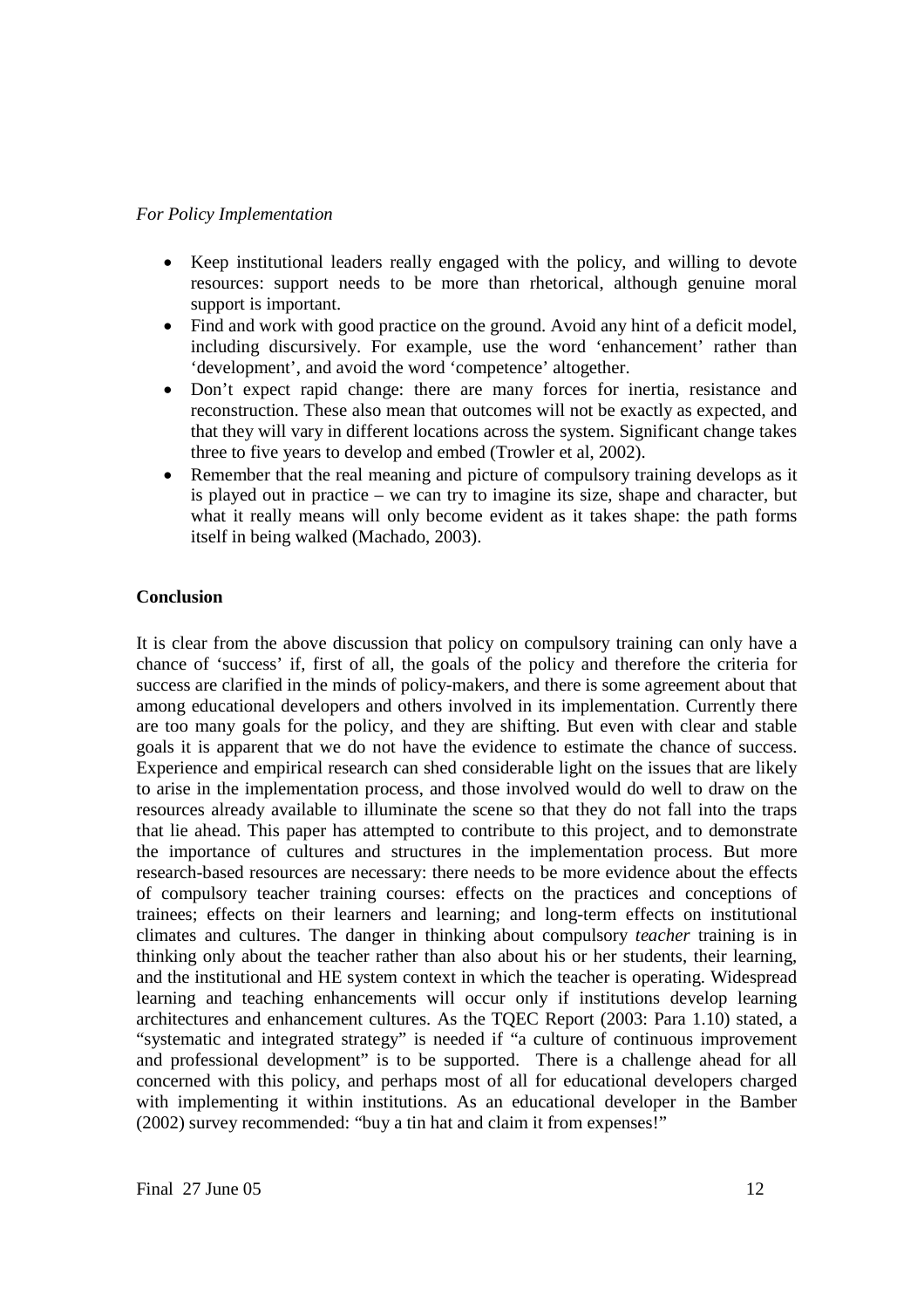*For Policy Implementation*

- Keep institutional leaders really engaged with the policy, and willing to devote resources: support needs to be more than rhetorical, although genuine moral support is important.
- Find and work with good practice on the ground. Avoid any hint of a deficit model, including discursively. For example, use the word 'enhancement' rather than 'development', and avoid the word 'competence' altogether.
- Don't expect rapid change: there are many forces for inertia, resistance and reconstruction. These also mean that outcomes will not be exactly as expected, and that they will vary in different locations across the system. Significant change takes three to five years to develop and embed (Trowler et al, 2002).
- Remember that the real meaning and picture of compulsory training develops as it is played out in practice – we can try to imagine its size, shape and character, but what it really means will only become evident as it takes shape: the path forms itself in being walked (Machado, 2003).

**Conclusion**

It is clear from the above discussion that policy on compulsory training can only have a chance of 'success' if, first of all, the goals of the policy and therefore the criteria for success are clarified in the minds of policy-makers, and there is some agreement about that among educational developers and others involved in its implementation. Currently there are too many goals for the policy, and they are shifting. But even with clear and stable goals it is apparent that we do not have the evidence to estimate the chance of success. Experience and empirical research can shed considerable light on the issues that are likely to arise in the implementation process, and those involved would do well to draw on the resources already available to illuminate the scene so that they do not fall into the traps that lie ahead. This paper has attempted to contribute to this project, and to demonstrate the importance of cultures and structures in the implementation process. But more research-based resources are necessary: there needs to be more evidence about the effects of compulsory teacher training courses: effects on the practices and conceptions of trainees; effects on their learners and learning; and long-term effects on institutional climates and cultures. The danger in thinking about compulsory *teacher* training is in thinking only about the teacher rather than also about his or her students, their learning, and the institutional and HE system context in which the teacher is operating. Widespread learning and teaching enhancements will occur only if institutions develop learning architectures and enhancement cultures. As the TQEC Report (2003: Para 1.10) stated, a "systematic and integrated strategy" is needed if "a culture of continuous improvement and professional development" is to be supported. There is a challenge ahead for all concerned with this policy, and perhaps most of all for educational developers charged with implementing it within institutions. As an educational developer in the Bamber (2002) survey recommended: "buy a tin hat and claim it from expenses!"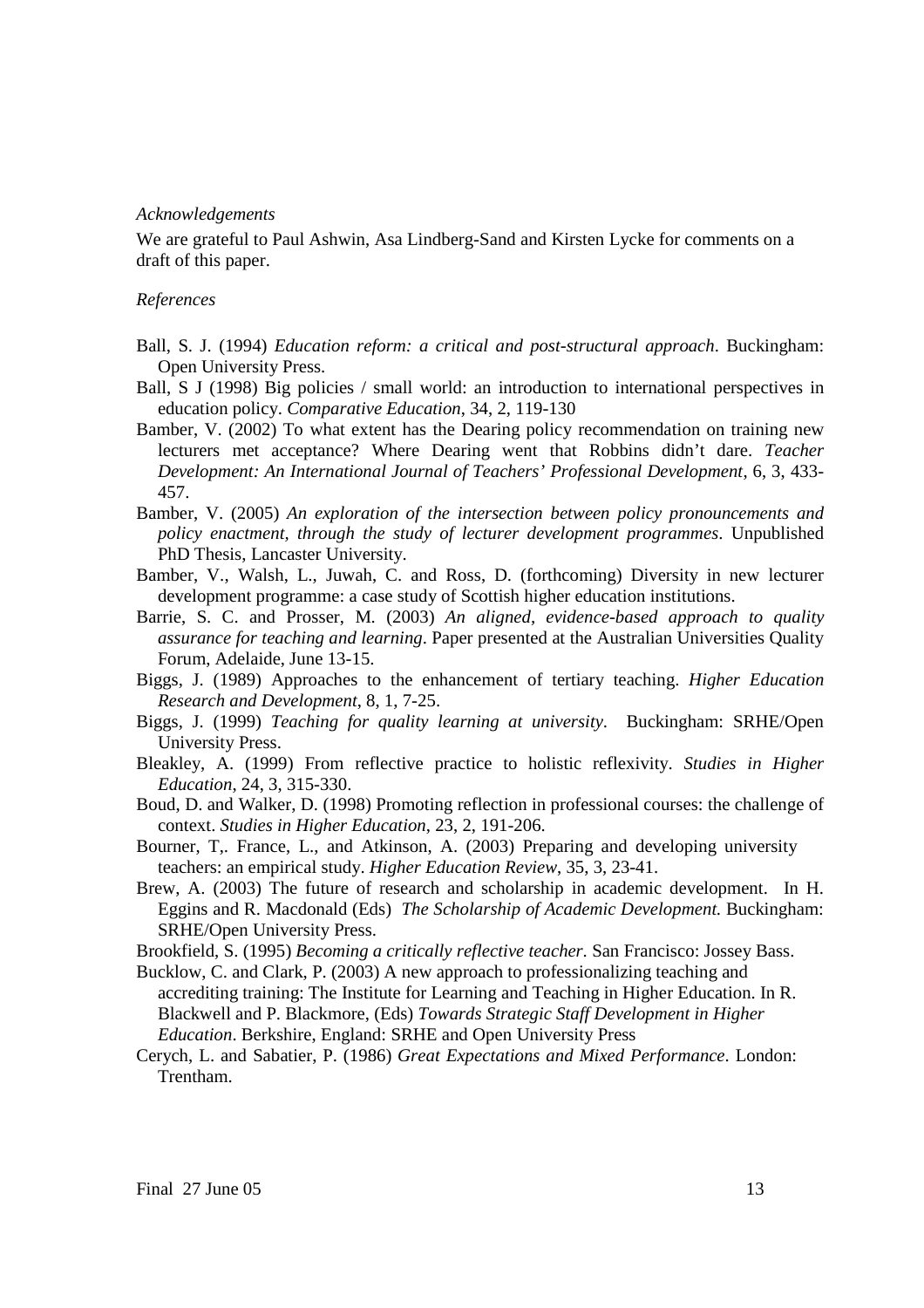*Acknowledgements*

We are grateful to Paul Ashwin, Asa Lindberg-Sand and Kirsten Lycke for comments on a draft of this paper.

*References*

Ball, S. J. (1994) *Education reform: a critical and post-structural approach*. Buckingham: Open University Press.

Ball, S J (1998) Big policies / small world: an introduction to international perspectives in education policy. *Comparative Education*, 34, 2, 119-130

Bamber, V. (2002) To what extent has the Dearing policy recommendation on training new lecturers met acceptance? Where Dearing went that Robbins didn't dare. *Teacher Development: An International Journal of Teachers' Professional Development*, 6, 3, 433-457.

Bamber, V. (2005) *An exploration of the intersection between policy pronouncements and policy enactment, through the study of lecturer development programmes*. Unpublished PhD Thesis, Lancaster University.

Bamber, V., Walsh, L., Juwah, C. and Ross, D. (forthcoming) Diversity in new lecturer development programme: a case study of Scottish higher education institutions.

Barrie, S. C. and Prosser, M. (2003) *An aligned, evidence-based approach to quality assurance for teaching and learning*. Paper presented at the Australian Universities Quality Forum, Adelaide, June 13-15.

Biggs, J. (1989) Approaches to the enhancement of tertiary teaching. *Higher Education Research and Development*, 8, 1, 7-25.

Biggs, J. (1999) *Teaching for quality learning at university*. Buckingham: SRHE/Open University Press.

Bleakley, A. (1999) From reflective practice to holistic reflexivity. *Studies in Higher Education*, 24, 3, 315-330.

Boud, D. and Walker, D. (1998) Promoting reflection in professional courses: the challenge of context. *Studies in Higher Education*, 23, 2, 191-206.

Bourner, T,. France, L., and Atkinson, A. (2003) Preparing and developing university teachers: an empirical study. *Higher Education Review*, 35, 3, 23-41.

Brew, A. (2003) The future of research and scholarship in academic development. In H. Eggins and R. Macdonald (Eds) *The Scholarship of Academic Development.* Buckingham: SRHE/Open University Press.

Brookfield, S. (1995) *Becoming a critically reflective teacher*. San Francisco: Jossey Bass.

Bucklow, C. and Clark, P. (2003) A new approach to professionalizing teaching and accrediting training: The Institute for Learning and Teaching in Higher Education. In R. Blackwell and P. Blackmore, (Eds) *Towards Strategic Staff Development in Higher Education*. Berkshire, England: SRHE and Open University Press

Cerych, L. and Sabatier, P. (1986) *Great Expectations and Mixed Performance*. London: Trentham.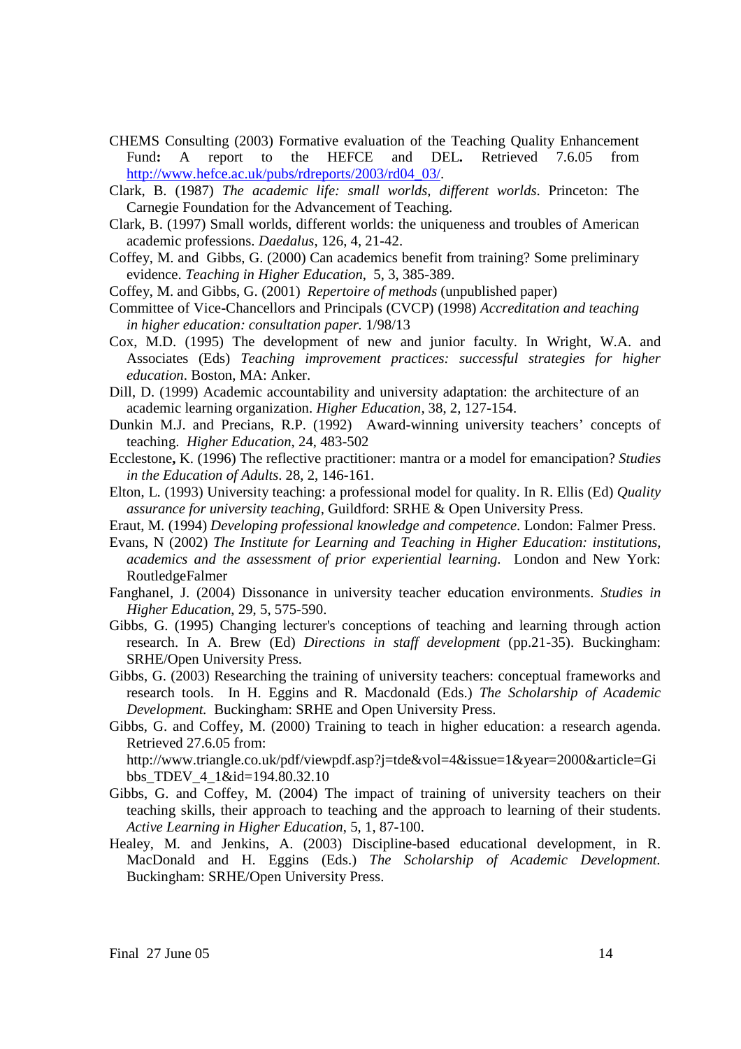CHEMS Consulting (2003) Formative evaluation of the Teaching Quality Enhancement Fund**:** A report to the HEFCE and DEL**.** Retrieved 7.6.05 from http://www.hefce.ac.uk/pubs/rdreports/2003/rd04_03/.

Clark, B. (1987) *The academic life: small worlds, different worlds*. Princeton: The Carnegie Foundation for the Advancement of Teaching.

Clark, B. (1997) Small worlds, different worlds: the uniqueness and troubles of American academic professions. *Daedalus*, 126, 4, 21-42.

Coffey, M. and Gibbs, G. (2000) Can academics benefit from training? Some preliminary evidence. *Teaching in Higher Education*, 5, 3, 385-389.

Coffey, M. and Gibbs, G. (2001) *Repertoire of methods* (unpublished paper)

Committee of Vice-Chancellors and Principals (CVCP) (1998) *Accreditation and teaching in higher education: consultation paper.* 1/98/13

Cox, M.D. (1995) The development of new and junior faculty. In Wright, W.A. and Associates (Eds) *Teaching improvement practices: successful strategies for higher education*. Boston, MA: Anker.

Dill, D. (1999) Academic accountability and university adaptation: the architecture of an academic learning organization. *Higher Education*, 38, 2, 127-154.

Dunkin M.J. and Precians, R.P. (1992) Award-winning university teachers' concepts of teaching. *Higher Education*, 24, 483-502

Ecclestone**,** K. (1996) The reflective practitioner: mantra or a model for emancipation? *Studies in the Education of Adults*. 28, 2, 146-161.

Elton, L. (1993) University teaching: a professional model for quality. In R. Ellis (Ed) *Quality assurance for university teaching*, Guildford: SRHE & Open University Press.

Eraut, M. (1994) *Developing professional knowledge and competence*. London: Falmer Press.

Evans, N (2002) *The Institute for Learning and Teaching in Higher Education: institutions, academics and the assessment of prior experiential learning*. London and New York: RoutledgeFalmer

Fanghanel, J. (2004) Dissonance in university teacher education environments. *Studies in Higher Education*, 29, 5, 575-590.

Gibbs, G. (1995) Changing lecturer's conceptions of teaching and learning through action research. In A. Brew (Ed) *Directions in staff development* (pp.21-35). Buckingham: SRHE/Open University Press.

Gibbs, G. (2003) Researching the training of university teachers: conceptual frameworks and research tools. In H. Eggins and R. Macdonald (Eds.) *The Scholarship of Academic Development.* Buckingham: SRHE and Open University Press.

Gibbs, G. and Coffey, M. (2000) Training to teach in higher education: a research agenda. Retrieved 27.6.05 from: http://www.triangle.co.uk/pdf/viewpdf.asp?j=tde&vol=4&issue=1&year=2000&article=Gibbs_TDEV_4_1&id=194.80.32.10

Gibbs, G. and Coffey, M. (2004) The impact of training of university teachers on their teaching skills, their approach to teaching and the approach to learning of their students. *Active Learning in Higher Education*, 5, 1, 87-100.

Healey, M. and Jenkins, A. (2003) Discipline-based educational development, in R. MacDonald and H. Eggins (Eds.) *The Scholarship of Academic Development.* Buckingham: SRHE/Open University Press.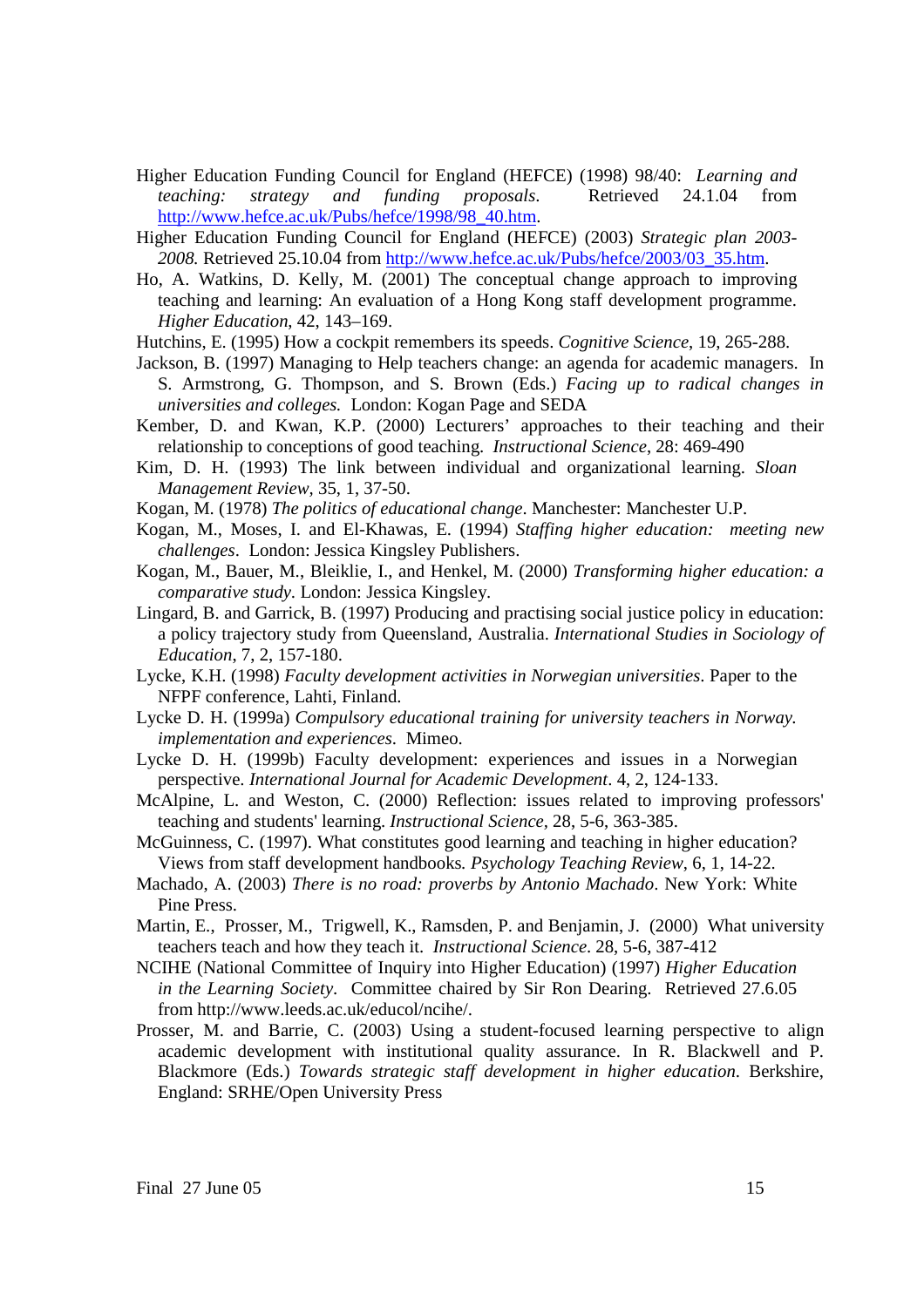Higher Education Funding Council for England (HEFCE) (1998) 98/40: *Learning and teaching: strategy and funding proposals*. Retrieved 24.1.04 from http://www.hefce.ac.uk/Pubs/hefce/1998/98_40.htm.

Higher Education Funding Council for England (HEFCE) (2003) *Strategic plan 2003-2008.* Retrieved 25.10.04 from http://www.hefce.ac.uk/Pubs/hefce/2003/03_35.htm.

Ho, A. Watkins, D. Kelly, M. (2001) The conceptual change approach to improving teaching and learning: An evaluation of a Hong Kong staff development programme. *Higher Education*, 42, 143–169.

Hutchins, E. (1995) How a cockpit remembers its speeds. *Cognitive Science*, 19, 265-288.

Jackson, B. (1997) Managing to Help teachers change: an agenda for academic managers. In S. Armstrong, G. Thompson, and S. Brown (Eds.) *Facing up to radical changes in universities and colleges.* London: Kogan Page and SEDA

Kember, D. and Kwan, K.P. (2000) Lecturers' approaches to their teaching and their relationship to conceptions of good teaching. *Instructional Science*, 28: 469-490

Kim, D. H. (1993) The link between individual and organizational learning. *Sloan Management Review*, 35, 1, 37-50.

Kogan, M. (1978) *The politics of educational change*. Manchester: Manchester U.P.

Kogan, M., Moses, I. and El-Khawas, E. (1994) *Staffing higher education: meeting new challenges*. London: Jessica Kingsley Publishers.

Kogan, M., Bauer, M., Bleiklie, I., and Henkel, M. (2000) *Transforming higher education: a comparative study*. London: Jessica Kingsley.

Lingard, B. and Garrick, B. (1997) Producing and practising social justice policy in education: a policy trajectory study from Queensland, Australia. *International Studies in Sociology of Education*, 7, 2, 157-180.

Lycke, K.H. (1998) *Faculty development activities in Norwegian universities*. Paper to the NFPF conference, Lahti, Finland.

Lycke D. H. (1999a) *Compulsory educational training for university teachers in Norway. implementation and experiences*. Mimeo.

Lycke D. H. (1999b) Faculty development: experiences and issues in a Norwegian perspective. *International Journal for Academic Development*. 4, 2, 124-133.

McAlpine, L. and Weston, C. (2000) Reflection: issues related to improving professors' teaching and students' learning. *Instructional Science*, 28, 5-6, 363-385.

McGuinness, C. (1997). What constitutes good learning and teaching in higher education? Views from staff development handbooks. *Psychology Teaching Review*, 6, 1, 14-22.

Machado, A. (2003) *There is no road: proverbs by Antonio Machado*. New York: White Pine Press.

Martin, E., Prosser, M., Trigwell, K., Ramsden, P. and Benjamin, J. (2000) What university teachers teach and how they teach it. *Instructional Science*. 28, 5-6, 387-412

NCIHE (National Committee of Inquiry into Higher Education) (1997) *Higher Education in the Learning Society*. Committee chaired by Sir Ron Dearing. Retrieved 27.6.05 from http://www.leeds.ac.uk/educol/ncihe/.

Prosser, M. and Barrie, C. (2003) Using a student-focused learning perspective to align academic development with institutional quality assurance. In R. Blackwell and P. Blackmore (Eds.) *Towards strategic staff development in higher education*. Berkshire, England: SRHE/Open University Press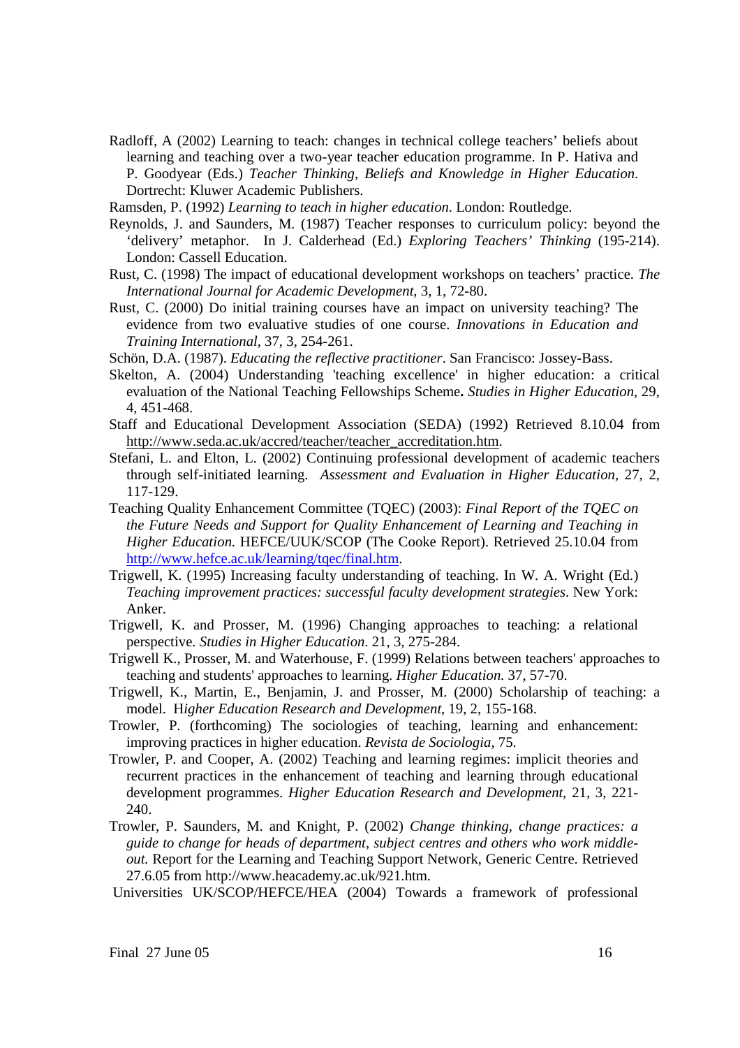Radloff, A (2002) Learning to teach: changes in technical college teachers' beliefs about learning and teaching over a two-year teacher education programme. In P. Hativa and P. Goodyear (Eds.) *Teacher Thinking, Beliefs and Knowledge in Higher Education*. Dortrecht: Kluwer Academic Publishers.

Ramsden, P. (1992) *Learning to teach in higher education*. London: Routledge.

Reynolds, J. and Saunders, M. (1987) Teacher responses to curriculum policy: beyond the 'delivery' metaphor. In J. Calderhead (Ed.) *Exploring Teachers' Thinking* (195-214). London: Cassell Education.

Rust, C. (1998) The impact of educational development workshops on teachers' practice. *The International Journal for Academic Development*, 3, 1, 72-80.

Rust, C. (2000) Do initial training courses have an impact on university teaching? The evidence from two evaluative studies of one course. *Innovations in Education and Training International*, 37, 3, 254-261.

Schön, D.A. (1987). *Educating the reflective practitioner*. San Francisco: Jossey-Bass.

Skelton, A. (2004) Understanding 'teaching excellence' in higher education: a critical evaluation of the National Teaching Fellowships Scheme**.** *Studies in Higher Education*, 29, 4, 451-468.

Staff and Educational Development Association (SEDA) (1992) Retrieved 8.10.04 from http://www.seda.ac.uk/accred/teacher/teacher_accreditation.htm.

Stefani, L. and Elton, L. (2002) Continuing professional development of academic teachers through self-initiated learning. *Assessment and Evaluation in Higher Education*, 27, 2, 117-129.

Teaching Quality Enhancement Committee (TQEC) (2003): *Final Report of the TQEC on the Future Needs and Support for Quality Enhancement of Learning and Teaching in Higher Education.* HEFCE/UUK/SCOP (The Cooke Report). Retrieved 25.10.04 from http://www.hefce.ac.uk/learning/tqec/final.htm.

Trigwell, K. (1995) Increasing faculty understanding of teaching. In W. A. Wright (Ed.) *Teaching improvement practices: successful faculty development strategies*. New York: Anker.

Trigwell, K. and Prosser, M. (1996) Changing approaches to teaching: a relational perspective. *Studies in Higher Education*. 21, 3, 275-284.

Trigwell K., Prosser, M. and Waterhouse, F. (1999) Relations between teachers' approaches to teaching and students' approaches to learning. *Higher Education.* 37, 57-70.

Trigwell, K., Martin, E., Benjamin, J. and Prosser, M. (2000) Scholarship of teaching: a model. *Higher Education Research and Development*, 19, 2, 155-168.

Trowler, P. (forthcoming) The sociologies of teaching, learning and enhancement: improving practices in higher education. *Revista de Sociologia*, 75.

Trowler, P. and Cooper, A. (2002) Teaching and learning regimes: implicit theories and recurrent practices in the enhancement of teaching and learning through educational development programmes. *Higher Education Research and Development*, 21, 3, 221-240.

Trowler, P. Saunders, M. and Knight, P. (2002) *Change thinking, change practices: a guide to change for heads of department, subject centres and others who work middle-out.* Report for the Learning and Teaching Support Network, Generic Centre. Retrieved 27.6.05 from http://www.heacademy.ac.uk/921.htm.

Universities UK/SCOP/HEFCE/HEA (2004) Towards a framework of professional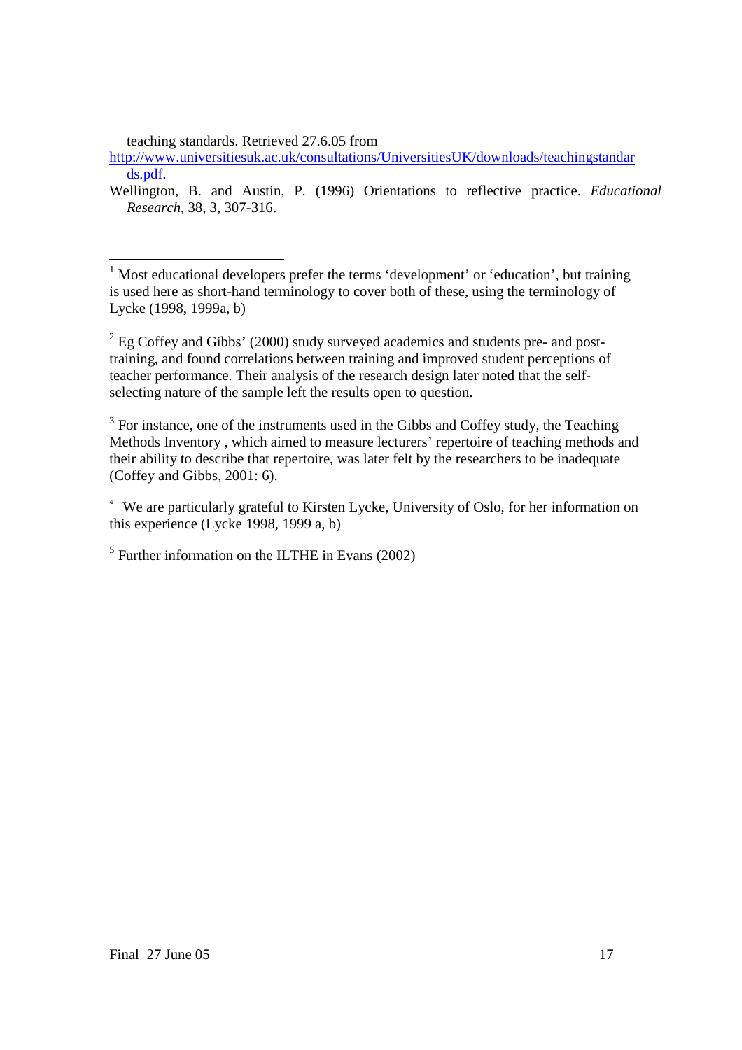teaching standards. Retrieved 27.6.05 from http://www.universitiesuk.ac.uk/consultations/UniversitiesUK/downloads/teachingstandards.pdf.

Wellington, B. and Austin, P. (1996) Orientations to reflective practice. *Educational Research*, 38, 3, 307-316.

---

[1] Most educational developers prefer the terms 'development' or 'education', but training is used here as short-hand terminology to cover both of these, using the terminology of Lycke (1998, 1999a, b)

[2] Eg Coffey and Gibbs' (2000) study surveyed academics and students pre- and post-training, and found correlations between training and improved student perceptions of teacher performance. Their analysis of the research design later noted that the self-selecting nature of the sample left the results open to question.

[3] For instance, one of the instruments used in the Gibbs and Coffey study, the Teaching Methods Inventory , which aimed to measure lecturers' repertoire of teaching methods and their ability to describe that repertoire, was later felt by the researchers to be inadequate (Coffey and Gibbs, 2001: 6).

[4] We are particularly grateful to Kirsten Lycke, University of Oslo, for her information on this experience (Lycke 1998, 1999 a, b)

[5] Further information on the ILTHE in Evans (2002)